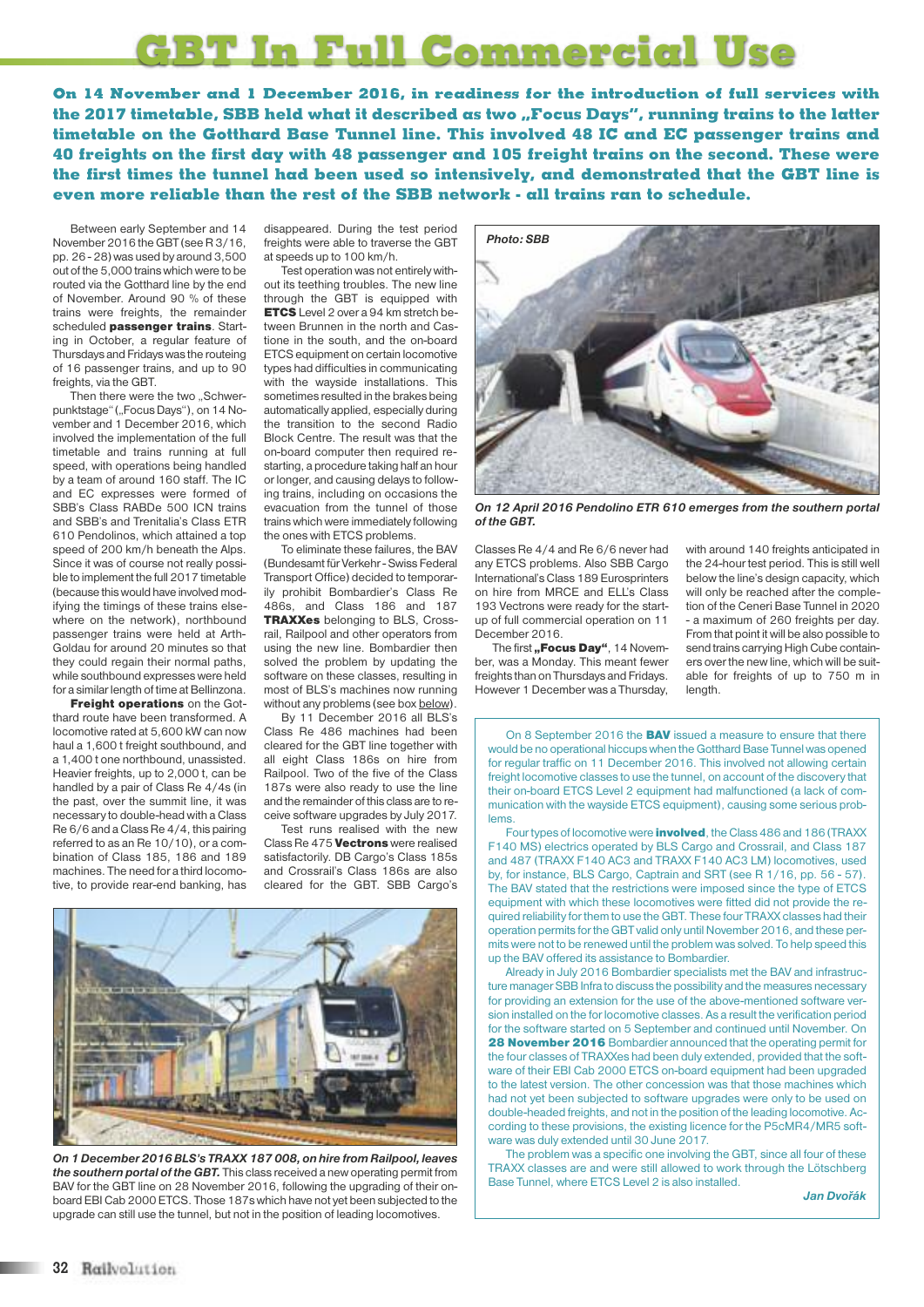# GBT In Full Commercial Use

**On 14 November and 1 December 2016, in readiness for the introduction of full services with the 2017 timetable, SBB held what it described as two „Focus Days", running trains to the latter timetable on the Gotthard Base Tunnel line. This involved 48 IC and EC passenger trains and 40 freights on the first day with 48 passenger and 105 freight trains on the second. These were the first times the tunnel had been used so intensively, and demonstrated that the GBT line is even more reliable than the rest of the SBB network - all trains ran to schedule.**

Between early September and 14 November 2016 the GBT (see R 3/16, pp. 26 - 28) was used by around 3,500 out of the 5,000 trains which were to be routed via the Gotthard line by the end of November. Around 90 % of these trains were freights, the remainder scheduled **passenger trains**. Starting in October, a regular feature of Thursdays and Fridays was the routeing of 16 passenger trains, and up to 90 freights, via the GBT.

Then there were the two „Schwerpunktstage" („Focus Days"), on 14 November and 1 December 2016, which involved the implementation of the full timetable and trains running at full speed, with operations being handled by a team of around 160 staff. The IC and EC expresses were formed of SBB's Class RABDe 500 ICN trains and SBB's and Trenitalia's Class ETR 610 Pendolinos, which attained a top speed of 200 km/h beneath the Alps. Since it was of course not really possible to implement the full 2017 timetable (because this would have involved modifying the timings of these trains elsewhere on the network), northbound passenger trains were held at Arth-Goldau for around 20 minutes so that they could regain their normal paths, while southbound expresses were held for a similar length of time at Bellinzona.

**Freight operations** on the Gotthard route have been transformed. A locomotive rated at 5,600 kW can now haul a 1,600 t freight southbound, and a 1,400 t one northbound, unassisted. Heavier freights, up to 2,000 t, can be handled by a pair of Class Re 4/4s (in the past, over the summit line, it was necessary to double-head with a Class Re 6/6 and a Class Re 4/4, this pairing referred to as an Re 10/10), or a combination of Class 185, 186 and 189 machines. The need for a third locomotive, to provide rear-end banking, has disappeared. During the test period freights were able to traverse the GBT at speeds up to 100 km/h.

Test operation was not entirely without its teething troubles. The new line through the GBT is equipped with **ETCS** Level 2 over a 94 km stretch between Brunnen in the north and Castione in the south, and the on-board ETCS equipment on certain locomotive types had difficulties in communicating with the wayside installations. This sometimes resulted in the brakes being automatically applied, especially during the transition to the second Radio Block Centre. The result was that the on-board computer then required restarting, a procedure taking half an hour or longer, and causing delays to following trains, including on occasions the evacuation from the tunnel of those trains which were immediately following the ones with ETCS problems.

To eliminate these failures, the BAV (Bundesamt für Verkehr - Swiss Federal Transport Office) decided to temporarily prohibit Bombardier's Class Re 486s, and Class 186 and 187 **TRAXXes** belonging to BLS, Crossrail, Railpool and other operators from using the new line. Bombardier then solved the problem by updating the software on these classes, resulting in most of BLS's machines now running without any problems (see box below).

By 11 December 2016 all BLS's Class Re 486 machines had been cleared for the GBT line together with all eight Class 186s on hire from Railpool. Two of the five of the Class 187s were also ready to use the line and the remainder of this class are to receive software upgrades by July 2017.

Test runs realised with the new Class Re 475 **Vectrons** were realised satisfactorily. DB Cargo's Class 185s and Crossrail's Class 186s are also cleared for the GBT. SBB Cargo's Classes Re 4/4 and Re 6/6 never had any ETCS problems. Also SBB Cargo International's Class 189 Eurosprinters on hire from MRCE and ELL's Class 193 Vectrons were ready for the start-up of full commercial operation on 11 December 2016.

The first **„Focus Day"**, 14 November, was a Monday. This meant fewer freights than on Thursdays and Fridays. However 1 December was a Thursday, with around 140 freights anticipated in the 24-hour test period. This is still well below the line's design capacity, which will only be reached after the completion of the Ceneri Base Tunnel in 2020 - a maximum of 260 freights per day. From that point it will be also possible to send trains carrying High Cube containers over the new line, which will be suitable for freights of up to 750 m in length.

Photo: SBB

*On 12 April 2016 Pendolino ETR 610 emerges from the southern portal of the GBT.*

*On 1 December 2016 BLS's TRAXX 187 008, on hire from Railpool, leaves the southern portal of the GBT.* This class received a new operating permit from BAV for the GBT line on 28 November 2016, following the upgrading of their on-board EBI Cab 2000 ETCS. Those 187s which have not yet been subjected to the upgrade can still use the tunnel, but not in the position of leading locomotives.

---

On 8 September 2016 the **BAV** issued a measure to ensure that there would be no operational hiccups when the Gotthard Base Tunnel was opened for regular traffic on 11 December 2016. This involved not allowing certain freight locomotive classes to use the tunnel, on account of the discovery that their on-board ETCS Level 2 equipment had malfunctioned (a lack of communication with the wayside ETCS equipment), causing some serious problems.

Four types of locomotive were **involved**, the Class 486 and 186 (TRAXX F140 MS) electrics operated by BLS Cargo and Crossrail, and Class 187 and 487 (TRAXX F140 AC3 and TRAXX F140 AC3 LM) locomotives, used by, for instance, BLS Cargo, Captrain and SRT (see R 1/16, pp. 56 - 57). The BAV stated that the restrictions were imposed since the type of ETCS equipment with which these locomotives were fitted did not provide the required reliability for them to use the GBT. These four TRAXX classes had their operation permits for the GBT valid only until November 2016, and these permits were not to be renewed until the problem was solved. To help speed this up the BAV offered its assistance to Bombardier.

Already in July 2016 Bombardier specialists met the BAV and infrastructure manager SBB Infra to discuss the possibility and the measures necessary for providing an extension for the use of the above-mentioned software version installed on the for locomotive classes. As a result the verification period for the software started on 5 September and continued until November. On **28 November 2016** Bombardier announced that the operating permit for the four classes of TRAXXes had been duly extended, provided that the software of their EBI Cab 2000 ETCS on-board equipment had been upgraded to the latest version. The other concession was that those machines which had not yet been subjected to software upgrades were only to be used on double-headed freights, and not in the position of the leading locomotive. According to these provisions, the existing licence for the P5cMR4/MR5 software was duly extended until 30 June 2017.

The problem was a specific one involving the GBT, since all four of these TRAXX classes are and were still allowed to work through the Lötschberg Base Tunnel, where ETCS Level 2 is also installed.

*Jan Dvořák*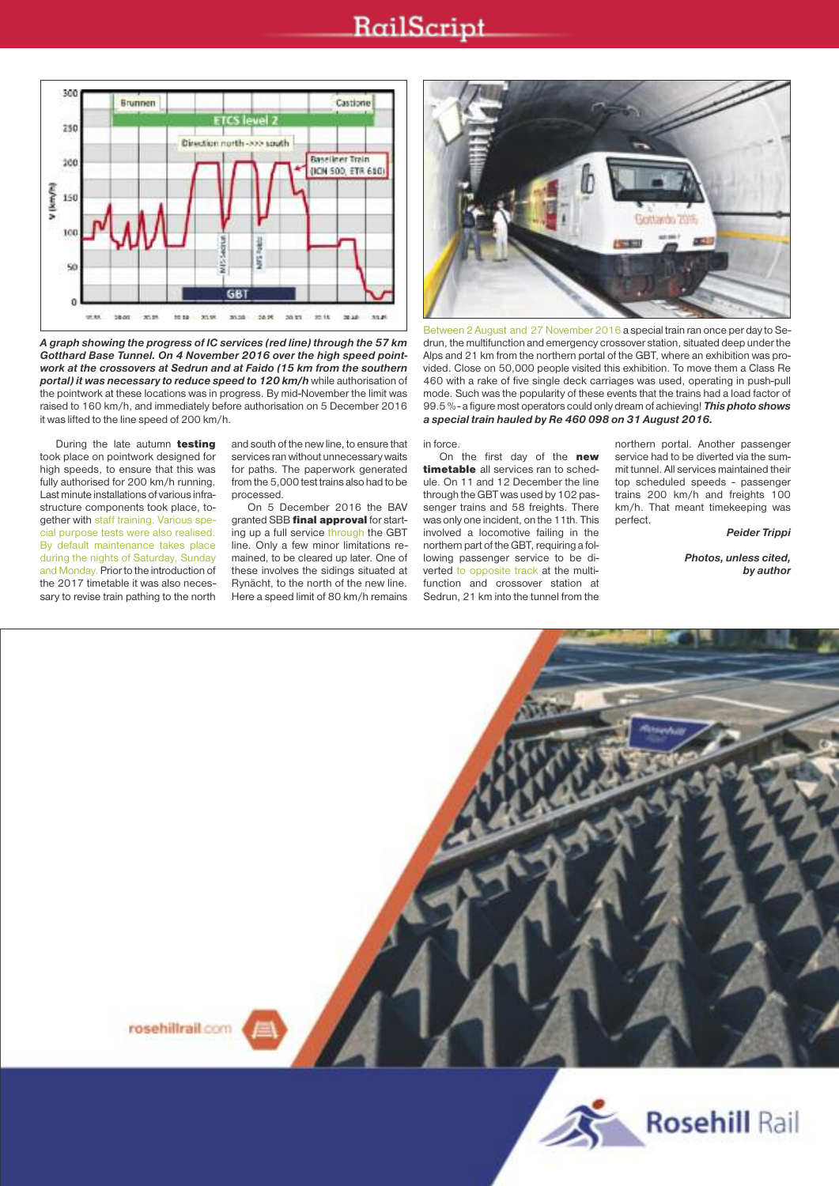300
250
200
150
100
50
0
V (km/h)
Brunnen
Castione
ETCS level 2
Direction north -> south
Baseliner Train (ICN 500, ETR 610)
MFS Sedrun
MFS Faido
GBT

***A graph showing the progress of IC services (red line) through the 57 km Gotthard Base Tunnel. On 4 November 2016 over the high speed pointwork at the crossovers at Sedrun and at Faido (15 km from the southern portal) it was necessary to reduce speed to 120 km/h*** while authorisation of the pointwork at these locations was in progress. By mid-November the limit was raised to 160 km/h, and immediately before authorisation on 5 December 2016 it was lifted to the line speed of 200 km/h.

Gottardo 2016

Between 2 August and 27 November 2016 a special train ran once per day to Sedrun, the multifunction and emergency crossover station, situated deep under the Alps and 21 km from the northern portal of the GBT, where an exhibition was provided. Close on 50,000 people visited this exhibition. To move them a Class Re 460 with a rake of five single deck carriages was used, operating in push-pull mode. Such was the popularity of these events that the trains had a load factor of 99.5 % - a figure most operators could only dream of achieving! ***This photo shows a special train hauled by Re 460 098 on 31 August 2016.***

During the late autumn **testing** took place on pointwork designed for high speeds, to ensure that this was fully authorised for 200 km/h running. Last minute installations of various infrastructure components took place, together with staff training. Various special purpose tests were also realised. By default maintenance takes place during the nights of Saturday, Sunday and Monday. Prior to the introduction of the 2017 timetable it was also necessary to revise train pathing to the north and south of the new line, to ensure that services ran without unnecessary waits for paths. The paperwork generated from the 5,000 test trains also had to be processed.

On 5 December 2016 the BAV granted SBB **final approval** for starting up a full service through the GBT line. Only a few minor limitations remained, to be cleared up later. One of these involves the sidings situated at Rynächt, to the north of the new line. Here a speed limit of 80 km/h remains in force.

On the first day of the **new timetable** all services ran to schedule. On 11 and 12 December the line through the GBT was used by 102 passenger trains and 58 freights. There was only one incident, on the 11th. This involved a locomotive failing in the northern part of the GBT, requiring a following passenger service to be diverted to opposite track at the multifunction and crossover station at Sedrun, 21 km into the tunnel from the northern portal. Another passenger service had to be diverted via the summit tunnel. All services maintained their top scheduled speeds - passenger trains 200 km/h and freights 100 km/h. That meant timekeeping was perfect.

***Peider Trippi***

***Photos, unless cited, by author***

rosehillrail.com

Rosehill Rail